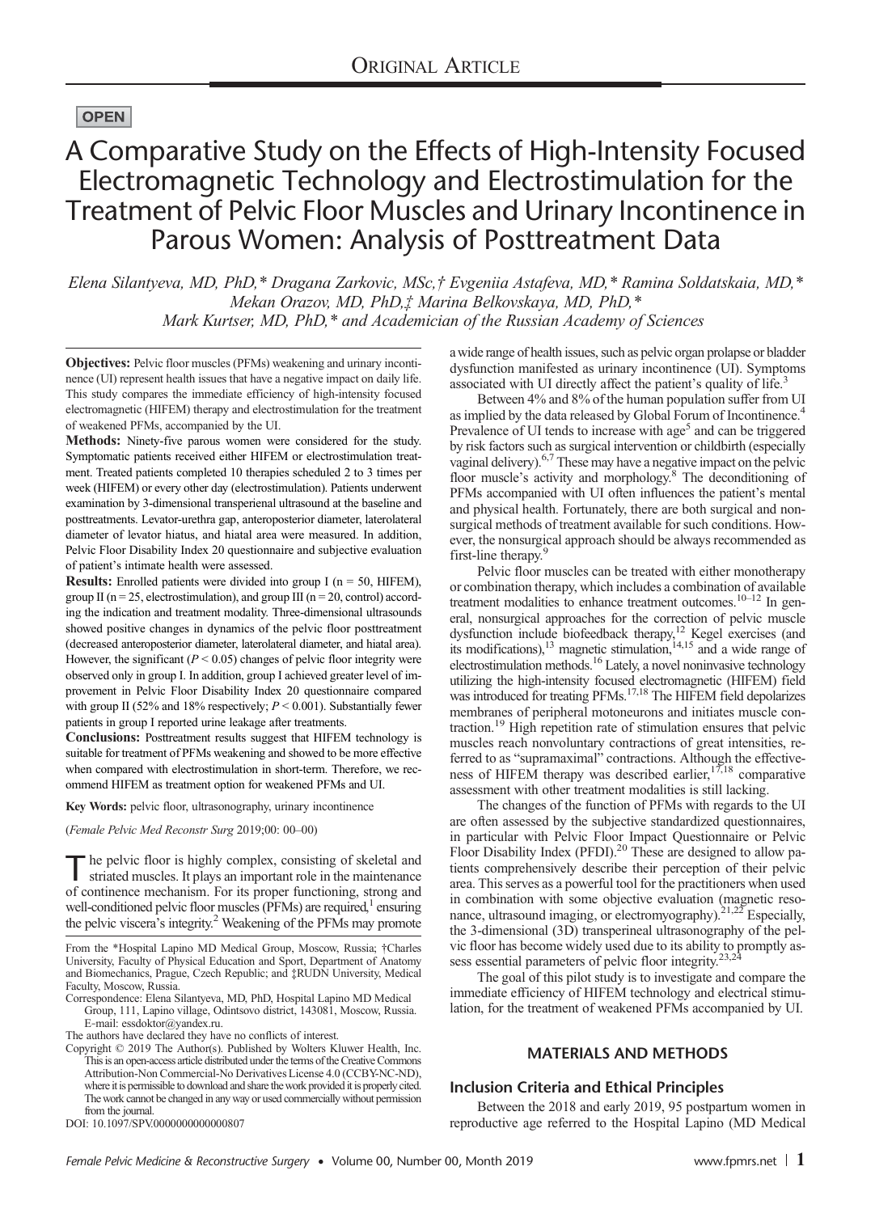ORIGINAL ARTICLE

OPEN

# A Comparative Study on the Effects of High-Intensity Focused Electromagnetic Technology and Electrostimulation for the Treatment of Pelvic Floor Muscles and Urinary Incontinence in Parous Women: Analysis of Posttreatment Data

*Elena Silantyeva, MD, PhD,\* Dragana Zarkovic, MSc,† Evgeniia Astafeva, MD,\* Ramina Soldatskaia, MD,\* Mekan Orazov, MD, PhD,‡ Marina Belkovskaya, MD, PhD,\* Mark Kurtser, MD, PhD,\* and Academician of the Russian Academy of Sciences*

**Objectives:** Pelvic floor muscles (PFMs) weakening and urinary incontinence (UI) represent health issues that have a negative impact on daily life. This study compares the immediate efficiency of high-intensity focused electromagnetic (HIFEM) therapy and electrostimulation for the treatment of weakened PFMs, accompanied by the UI.

**Methods:** Ninety-five parous women were considered for the study. Symptomatic patients received either HIFEM or electrostimulation treatment. Treated patients completed 10 therapies scheduled 2 to 3 times per week (HIFEM) or every other day (electrostimulation). Patients underwent examination by 3-dimensional transperineal ultrasound at the baseline and posttreatments. Levator-urethra gap, anteroposterior diameter, laterolateral diameter of levator hiatus, and hiatal area were measured. In addition, Pelvic Floor Disability Index 20 questionnaire and subjective evaluation of patient's intimate health were assessed.

**Results:** Enrolled patients were divided into group I (n = 50, HIFEM), group II (n = 25, electrostimulation), and group III (n = 20, control) according the indication and treatment modality. Three-dimensional ultrasounds showed positive changes in dynamics of the pelvic floor posttreatment (decreased anteroposterior diameter, laterolateral diameter, and hiatal area). However, the significant ($P < 0.05$) changes of pelvic floor integrity were observed only in group I. In addition, group I achieved greater level of improvement in Pelvic Floor Disability Index 20 questionnaire compared with group II (52% and 18% respectively; $P < 0.001$). Substantially fewer patients in group I reported urine leakage after treatments.

**Conclusions:** Posttreatment results suggest that HIFEM technology is suitable for treatment of PFMs weakening and showed to be more effective when compared with electrostimulation in short-term. Therefore, we recommend HIFEM as treatment option for weakened PFMs and UI.

**Key Words:** pelvic floor, ultrasonography, urinary incontinence

(*Female Pelvic Med Reconstr Surg* 2019;00: 00–00)

The pelvic floor is highly complex, consisting of skeletal and striated muscles. It plays an important role in the maintenance of continence mechanism. For its proper functioning, strong and well-conditioned pelvic floor muscles (PFMs) are required,[1] ensuring the pelvic viscera's integrity.[2] Weakening of the PFMs may promote a wide range of health issues, such as pelvic organ prolapse or bladder dysfunction manifested as urinary incontinence (UI). Symptoms associated with UI directly affect the patient's quality of life.[3]

Between 4% and 8% of the human population suffer from UI as implied by the data released by Global Forum of Incontinence.[4] Prevalence of UI tends to increase with age[5] and can be triggered by risk factors such as surgical intervention or childbirth (especially vaginal delivery).[6,7] These may have a negative impact on the pelvic floor muscle's activity and morphology.[8] The deconditioning of PFMs accompanied with UI often influences the patient's mental and physical health. Fortunately, there are both surgical and nonsurgical methods of treatment available for such conditions. However, the nonsurgical approach should be always recommended as first-line therapy.[9]

Pelvic floor muscles can be treated with either monotherapy or combination therapy, which includes a combination of available treatment modalities to enhance treatment outcomes.[10–12] In general, nonsurgical approaches for the correction of pelvic muscle dysfunction include biofeedback therapy,[12] Kegel exercises (and its modifications),[13] magnetic stimulation,[14,15] and a wide range of electrostimulation methods.[16] Lately, a novel noninvasive technology utilizing the high-intensity focused electromagnetic (HIFEM) field was introduced for treating PFMs.[17,18] The HIFEM field depolarizes membranes of peripheral motoneurons and initiates muscle contraction.[19] High repetition rate of stimulation ensures that pelvic muscles reach nonvoluntary contractions of great intensities, referred to as "supramaximal" contractions. Although the effectiveness of HIFEM therapy was described earlier,[17,18] comparative assessment with other treatment modalities is still lacking.

The changes of the function of PFMs with regards to the UI are often assessed by the subjective standardized questionnaires, in particular with Pelvic Floor Impact Questionnaire or Pelvic Floor Disability Index (PFDI).[20] These are designed to allow patients comprehensively describe their perception of their pelvic area. This serves as a powerful tool for the practitioners when used in combination with some objective evaluation (magnetic resonance, ultrasound imaging, or electromyography).[21,22] Especially, the 3-dimensional (3D) transperineal ultrasonography of the pelvic floor has become widely used due to its ability to promptly assess essential parameters of pelvic floor integrity.[23,24]

The goal of this pilot study is to investigate and compare the immediate efficiency of HIFEM technology and electrical stimulation, for the treatment of weakened PFMs accompanied by UI.

## MATERIALS AND METHODS

### Inclusion Criteria and Ethical Principles

Between the 2018 and early 2019, 95 postpartum women in reproductive age referred to the Hospital Lapino (MD Medical

---

From the \*Hospital Lapino MD Medical Group, Moscow, Russia; †Charles University, Faculty of Physical Education and Sport, Department of Anatomy and Biomechanics, Prague, Czech Republic; and ‡RUDN University, Medical Faculty, Moscow, Russia.

Correspondence: Elena Silantyeva, MD, PhD, Hospital Lapino MD Medical Group, 111, Lapino village, Odintsovo district, 143081, Moscow, Russia. E-mail: essdoktor@yandex.ru.

The authors have declared they have no conflicts of interest.

Copyright © 2019 The Author(s). Published by Wolters Kluwer Health, Inc. This is an open-access article distributed under the terms of the Creative Commons Attribution-Non Commercial-No Derivatives License 4.0 (CCBY-NC-ND), where it is permissible to download and share the work provided it is properly cited. The work cannot be changed in any way or used commercially without permission from the journal.

DOI: 10.1097/SPV.0000000000000807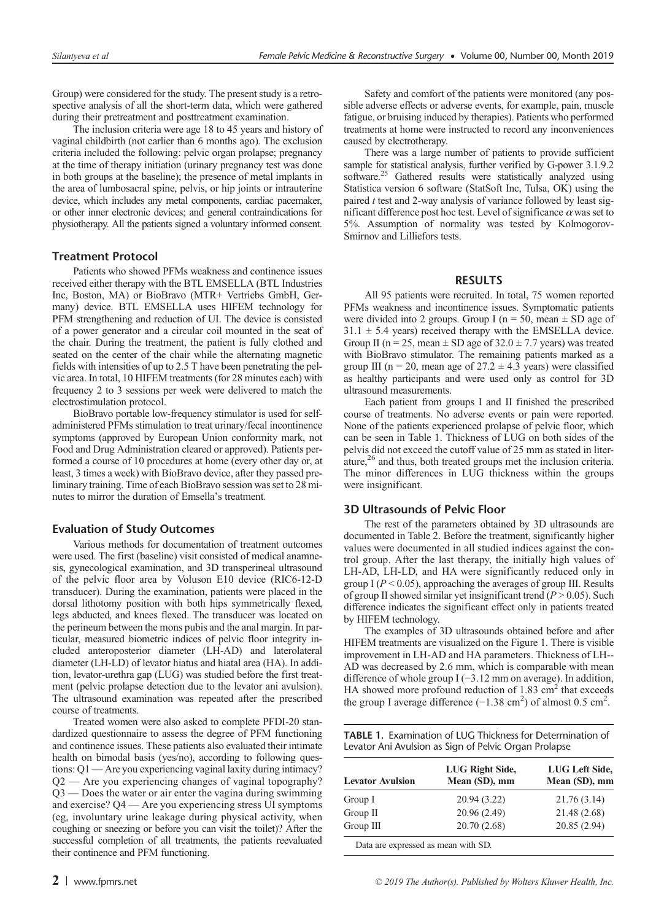Group) were considered for the study. The present study is a retrospective analysis of all the short-term data, which were gathered during their pretreatment and posttreatment examination.

The inclusion criteria were age 18 to 45 years and history of vaginal childbirth (not earlier than 6 months ago). The exclusion criteria included the following: pelvic organ prolapse; pregnancy at the time of therapy initiation (urinary pregnancy test was done in both groups at the baseline); the presence of metal implants in the area of lumbosacral spine, pelvis, or hip joints or intrauterine device, which includes any metal components, cardiac pacemaker, or other inner electronic devices; and general contraindications for physiotherapy. All the patients signed a voluntary informed consent.

### Treatment Protocol

Patients who showed PFMs weakness and continence issues received either therapy with the BTL EMSELLA (BTL Industries Inc, Boston, MA) or BioBravo (MTR+ Vertriebs GmbH, Germany) device. BTL EMSELLA uses HIFEM technology for PFM strengthening and reduction of UI. The device is consisted of a power generator and a circular coil mounted in the seat of the chair. During the treatment, the patient is fully clothed and seated on the center of the chair while the alternating magnetic fields with intensities of up to 2.5 T have been penetrating the pelvic area. In total, 10 HIFEM treatments (for 28 minutes each) with frequency 2 to 3 sessions per week were delivered to match the electrostimulation protocol.

BioBravo portable low-frequency stimulator is used for self-administered PFMs stimulation to treat urinary/fecal incontinence symptoms (approved by European Union conformity mark, not Food and Drug Administration cleared or approved). Patients performed a course of 10 procedures at home (every other day or, at least, 3 times a week) with BioBravo device, after they passed preliminary training. Time of each BioBravo session was set to 28 minutes to mirror the duration of Emsella's treatment.

### Evaluation of Study Outcomes

Various methods for documentation of treatment outcomes were used. The first (baseline) visit consisted of medical anamnesis, gynecological examination, and 3D transperineal ultrasound of the pelvic floor area by Voluson E10 device (RIC6-12-D transducer). During the examination, patients were placed in the dorsal lithotomy position with both hips symmetrically flexed, legs abducted, and knees flexed. The transducer was located on the perineum between the mons pubis and the anal margin. In particular, measured biometric indices of pelvic floor integrity included anteroposterior diameter (LH-AD) and laterolateral diameter (LH-LD) of levator hiatus and hiatal area (HA). In addition, levator-urethra gap (LUG) was studied before the first treatment (pelvic prolapse detection due to the levator ani avulsion). The ultrasound examination was repeated after the prescribed course of treatments.

Treated women were also asked to complete PFDI-20 standardized questionnaire to assess the degree of PFM functioning and continence issues. These patients also evaluated their intimate health on bimodal basis (yes/no), according to following questions: Q1 — Are you experiencing vaginal laxity during intimacy? Q2 — Are you experiencing changes of vaginal topography? Q3 — Does the water or air enter the vagina during swimming and exercise? Q4 — Are you experiencing stress UI symptoms (eg, involuntary urine leakage during physical activity, when coughing or sneezing or before you can visit the toilet)? After the successful completion of all treatments, the patients reevaluated their continence and PFM functioning.

Safety and comfort of the patients were monitored (any possible adverse effects or adverse events, for example, pain, muscle fatigue, or bruising induced by therapies). Patients who performed treatments at home were instructed to record any inconveniences caused by electrotherapy.

There was a large number of patients to provide sufficient sample for statistical analysis, further verified by G-power 3.1.9.2 software.[25] Gathered results were statistically analyzed using Statistica version 6 software (StatSoft Inc, Tulsa, OK) using the paired *t* test and 2-way analysis of variance followed by least significant difference post hoc test. Level of significance $\alpha$ was set to 5%. Assumption of normality was tested by Kolmogorov-Smirnov and Lilliefors tests.

## RESULTS

All 95 patients were recruited. In total, 75 women reported PFMs weakness and incontinence issues. Symptomatic patients were divided into 2 groups. Group I ($n = 50$, mean $\pm$ SD age of $31.1 \pm 5.4$ years) received therapy with the EMSELLA device. Group II ($n = 25$, mean $\pm$ SD age of $32.0 \pm 7.7$ years) was treated with BioBravo stimulator. The remaining patients marked as a group III ($n = 20$, mean age of $27.2 \pm 4.3$ years) were classified as healthy participants and were used only as control for 3D ultrasound measurements.

Each patient from groups I and II finished the prescribed course of treatments. No adverse events or pain were reported. None of the patients experienced prolapse of pelvic floor, which can be seen in Table 1. Thickness of LUG on both sides of the pelvis did not exceed the cutoff value of 25 mm as stated in literature,[26] and thus, both treated groups met the inclusion criteria. The minor differences in LUG thickness within the groups were insignificant.

### 3D Ultrasounds of Pelvic Floor

The rest of the parameters obtained by 3D ultrasounds are documented in Table 2. Before the treatment, significantly higher values were documented in all studied indices against the control group. After the last therapy, the initially high values of LH-AD, LH-LD, and HA were significantly reduced only in group I ($P < 0.05$), approaching the averages of group III. Results of group II showed similar yet insignificant trend ($P > 0.05$). Such difference indicates the significant effect only in patients treated by HIFEM technology.

The examples of 3D ultrasounds obtained before and after HIFEM treatments are visualized on the Figure 1. There is visible improvement in LH-AD and HA parameters. Thickness of LH-AD was decreased by 2.6 mm, which is comparable with mean difference of whole group I (−3.12 mm on average). In addition, HA showed more profound reduction of 1.83 cm$^2$ that exceeds the group I average difference (−1.38 cm$^2$) of almost 0.5 cm$^2$.

**TABLE 1.** Examination of LUG Thickness for Determination of Levator Ani Avulsion as Sign of Pelvic Organ Prolapse

| Levator Avulsion | LUG Right Side, Mean (SD), mm | LUG Left Side, Mean (SD), mm |
|---|---|---|
| Group I | 20.94 (3.22) | 21.76 (3.14) |
| Group II | 20.96 (2.49) | 21.48 (2.68) |
| Group III | 20.70 (2.68) | 20.85 (2.94) |

Data are expressed as mean with SD.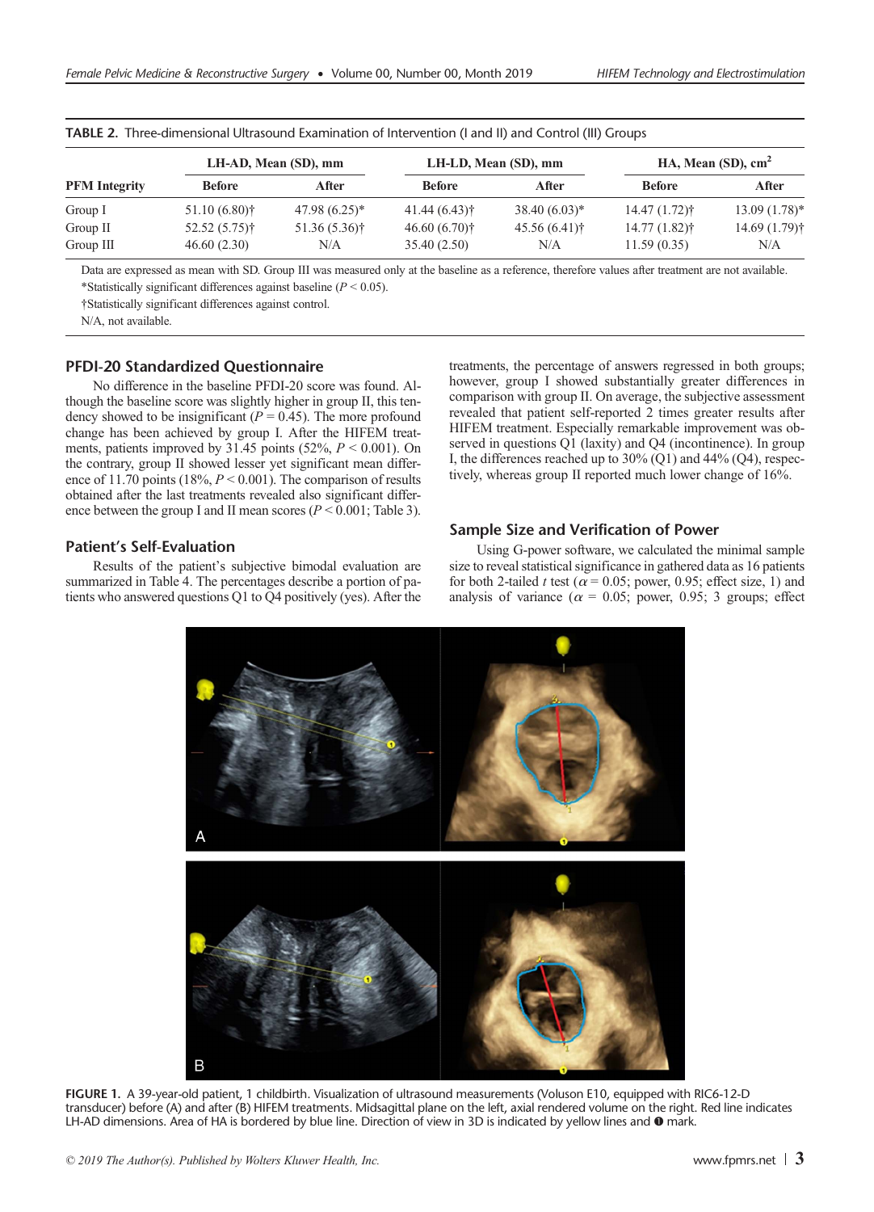**TABLE 2.** Three-dimensional Ultrasound Examination of Intervention (I and II) and Control (III) Groups

| PFM Integrity | LH-AD, Mean (SD), mm | | LH-LD, Mean (SD), mm | | HA, Mean (SD), cm$^2$ | |
|---|---|---|---|---|---|---|
| | Before | After | Before | After | Before | After |
| Group I | 51.10 (6.80)† | 47.98 (6.25)* | 41.44 (6.43)† | 38.40 (6.03)* | 14.47 (1.72)† | 13.09 (1.78)* |
| Group II | 52.52 (5.75)† | 51.36 (5.36)† | 46.60 (6.70)† | 45.56 (6.41)† | 14.77 (1.82)† | 14.69 (1.79)† |
| Group III | 46.60 (2.30) | N/A | 35.40 (2.50) | N/A | 11.59 (0.35) | N/A |

Data are expressed as mean with SD. Group III was measured only at the baseline as a reference, therefore values after treatment are not available.

*Statistically significant differences against baseline ($P < 0.05$).

†Statistically significant differences against control.

N/A, not available.

## PFDI-20 Standardized Questionnaire

No difference in the baseline PFDI-20 score was found. Although the baseline score was slightly higher in group II, this tendency showed to be insignificant ($P = 0.45$). The more profound change has been achieved by group I. After the HIFEM treatments, patients improved by 31.45 points (52%, $P < 0.001$). On the contrary, group II showed lesser yet significant mean difference of 11.70 points (18%, $P < 0.001$). The comparison of results obtained after the last treatments revealed also significant difference between the group I and II mean scores ($P < 0.001$; Table 3).

## Patient's Self-Evaluation

Results of the patient's subjective bimodal evaluation are summarized in Table 4. The percentages describe a portion of patients who answered questions Q1 to Q4 positively (yes). After the treatments, the percentage of answers regressed in both groups; however, group I showed substantially greater differences in comparison with group II. On average, the subjective assessment revealed that patient self-reported 2 times greater results after HIFEM treatment. Especially remarkable improvement was observed in questions Q1 (laxity) and Q4 (incontinence). In group I, the differences reached up to 30% (Q1) and 44% (Q4), respectively, whereas group II reported much lower change of 16%.

## Sample Size and Verification of Power

Using G-power software, we calculated the minimal sample size to reveal statistical significance in gathered data as 16 patients for both 2-tailed *t* test ($\alpha = 0.05$; power, 0.95; effect size, 1) and analysis of variance ($\alpha = 0.05$; power, 0.95; 3 groups; effect

**FIGURE 1.** A 39-year-old patient, 1 childbirth. Visualization of ultrasound measurements (Voluson E10, equipped with RIC6-12-D transducer) before (A) and after (B) HIFEM treatments. Midsagittal plane on the left, axial rendered volume on the right. Red line indicates LH-AD dimensions. Area of HA is bordered by blue line. Direction of view in 3D is indicated by yellow lines and ❶ mark.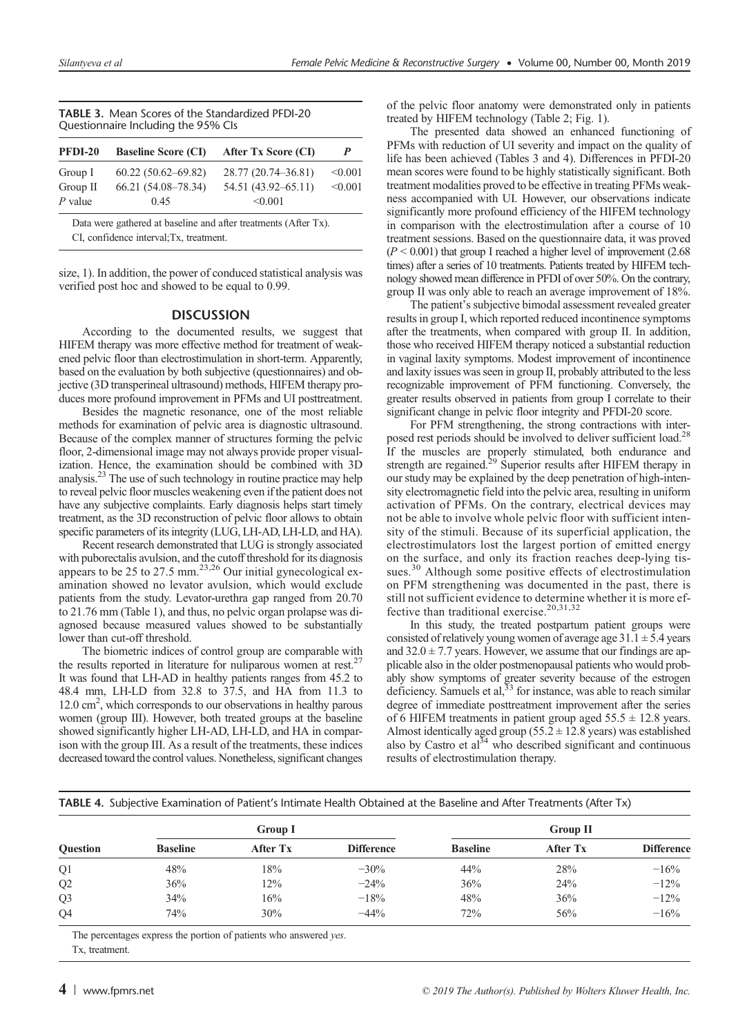**TABLE 3.** Mean Scores of the Standardized PFDI-20 Questionnaire Including the 95% CIs

| PFDI-20 | Baseline Score (CI) | After Tx Score (CI) | *P* |
|---|---|---|---|
| Group I | 60.22 (50.62–69.82) | 28.77 (20.74–36.81) | <0.001 |
| Group II | 66.21 (54.08–78.34) | 54.51 (43.92–65.11) | <0.001 |
| *P* value | 0.45 | <0.001 | |

Data were gathered at baseline and after treatments (After Tx).
CI, confidence interval;Tx, treatment.

size, 1). In addition, the power of conduced statistical analysis was verified post hoc and showed to be equal to 0.99.

## DISCUSSION

According to the documented results, we suggest that HIFEM therapy was more effective method for treatment of weakened pelvic floor than electrostimulation in short-term. Apparently, based on the evaluation by both subjective (questionnaires) and objective (3D transperineal ultrasound) methods, HIFEM therapy produces more profound improvement in PFMs and UI posttreatment.

Besides the magnetic resonance, one of the most reliable methods for examination of pelvic area is diagnostic ultrasound. Because of the complex manner of structures forming the pelvic floor, 2-dimensional image may not always provide proper visualization. Hence, the examination should be combined with 3D analysis.[23] The use of such technology in routine practice may help to reveal pelvic floor muscles weakening even if the patient does not have any subjective complaints. Early diagnosis helps start timely treatment, as the 3D reconstruction of pelvic floor allows to obtain specific parameters of its integrity (LUG, LH-AD, LH-LD, and HA).

Recent research demonstrated that LUG is strongly associated with puborectalis avulsion, and the cutoff threshold for its diagnosis appears to be 25 to 27.5 mm.[23,26] Our initial gynecological examination showed no levator avulsion, which would exclude patients from the study. Levator-urethra gap ranged from 20.70 to 21.76 mm (Table 1), and thus, no pelvic organ prolapse was diagnosed because measured values showed to be substantially lower than cut-off threshold.

The biometric indices of control group are comparable with the results reported in literature for nuliparous women at rest.[27] It was found that LH-AD in healthy patients ranges from 45.2 to 48.4 mm, LH-LD from 32.8 to 37.5, and HA from 11.3 to 12.0 cm$^2$, which corresponds to our observations in healthy parous women (group III). However, both treated groups at the baseline showed significantly higher LH-AD, LH-LD, and HA in comparison with the group III. As a result of the treatments, these indices decreased toward the control values. Nonetheless, significant changes of the pelvic floor anatomy were demonstrated only in patients treated by HIFEM technology (Table 2; Fig. 1).

The presented data showed an enhanced functioning of PFMs with reduction of UI severity and impact on the quality of life has been achieved (Tables 3 and 4). Differences in PFDI-20 mean scores were found to be highly statistically significant. Both treatment modalities proved to be effective in treating PFMs weakness accompanied with UI. However, our observations indicate significantly more profound efficiency of the HIFEM technology in comparison with the electrostimulation after a course of 10 treatment sessions. Based on the questionnaire data, it was proved ($P < 0.001$) that group I reached a higher level of improvement (2.68 times) after a series of 10 treatments. Patients treated by HIFEM technology showed mean difference in PFDI of over 50%. On the contrary, group II was only able to reach an average improvement of 18%.

The patient's subjective bimodal assessment revealed greater results in group I, which reported reduced incontinence symptoms after the treatments, when compared with group II. In addition, those who received HIFEM therapy noticed a substantial reduction in vaginal laxity symptoms. Modest improvement of incontinence and laxity issues was seen in group II, probably attributed to the less recognizable improvement of PFM functioning. Conversely, the greater results observed in patients from group I correlate to their significant change in pelvic floor integrity and PFDI-20 score.

For PFM strengthening, the strong contractions with interposed rest periods should be involved to deliver sufficient load.[28] If the muscles are properly stimulated, both endurance and strength are regained.[29] Superior results after HIFEM therapy in our study may be explained by the deep penetration of high-intensity electromagnetic field into the pelvic area, resulting in uniform activation of PFMs. On the contrary, electrical devices may not be able to involve whole pelvic floor with sufficient intensity of the stimuli. Because of its superficial application, the electrostimulators lost the largest portion of emitted energy on the surface, and only its fraction reaches deep-lying tissues.[30] Although some positive effects of electrostimulation on PFM strengthening was documented in the past, there is still not sufficient evidence to determine whether it is more effective than traditional exercise.[20,31,32]

In this study, the treated postpartum patient groups were consisted of relatively young women of average age 31.1 ± 5.4 years and 32.0 ± 7.7 years. However, we assume that our findings are applicable also in the older postmenopausal patients who would probably show symptoms of greater severity because of the estrogen deficiency. Samuels et al,[33] for instance, was able to reach similar degree of immediate posttreatment improvement after the series of 6 HIFEM treatments in patient group aged 55.5 ± 12.8 years. Almost identically aged group (55.2 ± 12.8 years) was established also by Castro et al[34] who described significant and continuous results of electrostimulation therapy.

**TABLE 4.** Subjective Examination of Patient's Intimate Health Obtained at the Baseline and After Treatments (After Tx)

| | Group I | | | Group II | | |
|---|---|---|---|---|---|---|
| Question | Baseline | After Tx | Difference | Baseline | After Tx | Difference |
| Q1 | 48% | 18% | −30% | 44% | 28% | −16% |
| Q2 | 36% | 12% | −24% | 36% | 24% | −12% |
| Q3 | 34% | 16% | −18% | 48% | 36% | −12% |
| Q4 | 74% | 30% | −44% | 72% | 56% | −16% |

The percentages express the portion of patients who answered *yes*.
Tx, treatment.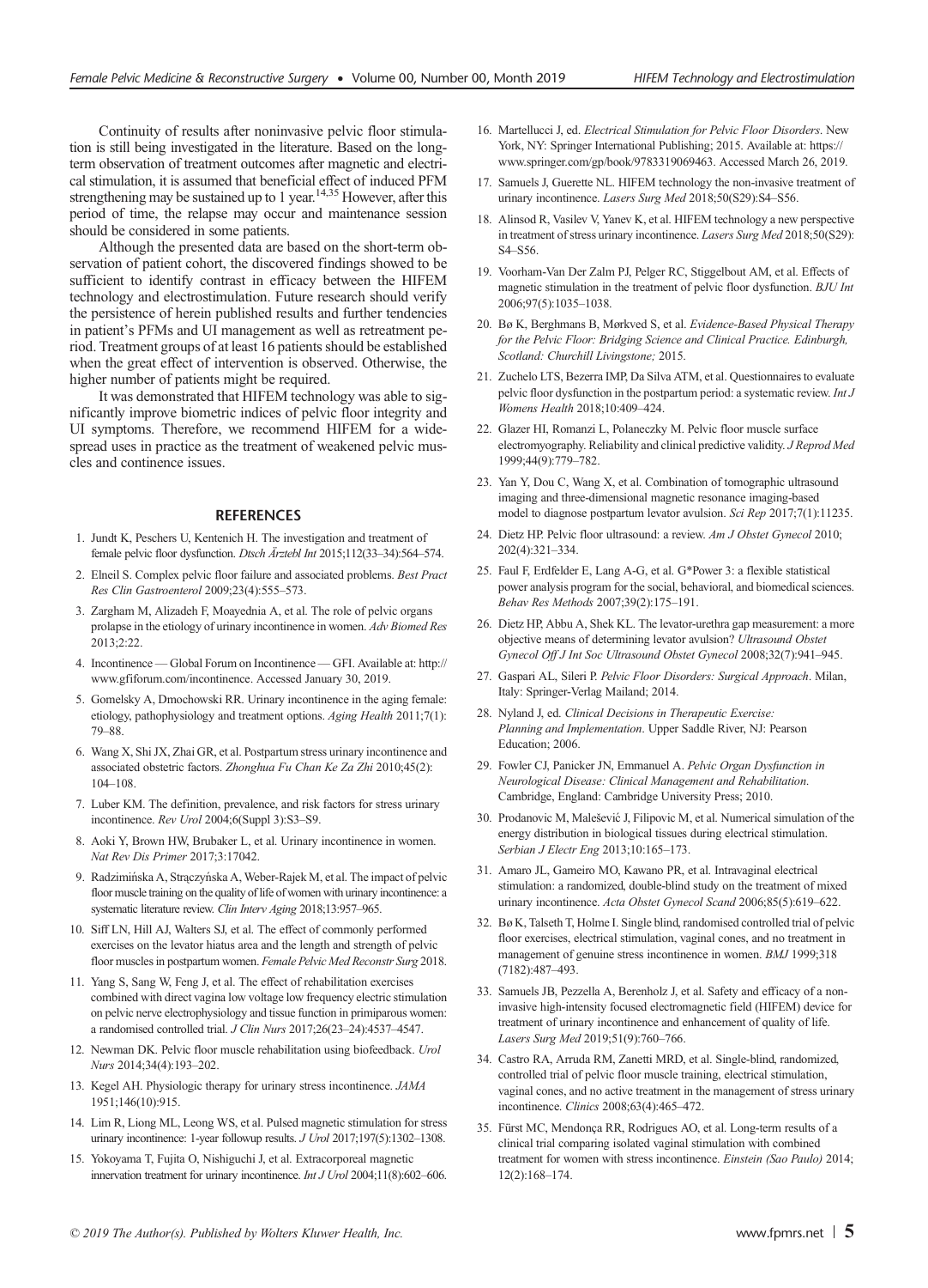Continuity of results after noninvasive pelvic floor stimulation is still being investigated in the literature. Based on the long-term observation of treatment outcomes after magnetic and electrical stimulation, it is assumed that beneficial effect of induced PFM strengthening may be sustained up to 1 year.[14,35] However, after this period of time, the relapse may occur and maintenance session should be considered in some patients.

Although the presented data are based on the short-term observation of patient cohort, the discovered findings showed to be sufficient to identify contrast in efficacy between the HIFEM technology and electrostimulation. Future research should verify the persistence of herein published results and further tendencies in patient's PFMs and UI management as well as retreatment period. Treatment groups of at least 16 patients should be established when the great effect of intervention is observed. Otherwise, the higher number of patients might be required.

It was demonstrated that HIFEM technology was able to significantly improve biometric indices of pelvic floor integrity and UI symptoms. Therefore, we recommend HIFEM for a widespread uses in practice as the treatment of weakened pelvic muscles and continence issues.

## REFERENCES

1. Jundt K, Peschers U, Kentenich H. The investigation and treatment of female pelvic floor dysfunction. *Dtsch Ärztebl Int* 2015;112(33–34):564–574.
2. Elneil S. Complex pelvic floor failure and associated problems. *Best Pract Res Clin Gastroenterol* 2009;23(4):555–573.
3. Zargham M, Alizadeh F, Moayednia A, et al. The role of pelvic organs prolapse in the etiology of urinary incontinence in women. *Adv Biomed Res* 2013;2:22.
4. Incontinence — Global Forum on Incontinence — GFI. Available at: http://www.gfiforum.com/incontinence. Accessed January 30, 2019.
5. Gomelsky A, Dmochowski RR. Urinary incontinence in the aging female: etiology, pathophysiology and treatment options. *Aging Health* 2011;7(1): 79–88.
6. Wang X, Shi JX, Zhai GR, et al. Postpartum stress urinary incontinence and associated obstetric factors. *Zhonghua Fu Chan Ke Za Zhi* 2010;45(2): 104–108.
7. Luber KM. The definition, prevalence, and risk factors for stress urinary incontinence. *Rev Urol* 2004;6(Suppl 3):S3–S9.
8. Aoki Y, Brown HW, Brubaker L, et al. Urinary incontinence in women. *Nat Rev Dis Primer* 2017;3:17042.
9. Radzimińska A, Strączyńska A, Weber-Rajek M, et al. The impact of pelvic floor muscle training on the quality of life of women with urinary incontinence: a systematic literature review. *Clin Interv Aging* 2018;13:957–965.
10. Siff LN, Hill AJ, Walters SJ, et al. The effect of commonly performed exercises on the levator hiatus area and the length and strength of pelvic floor muscles in postpartum women. *Female Pelvic Med Reconstr Surg* 2018.
11. Yang S, Sang W, Feng J, et al. The effect of rehabilitation exercises combined with direct vagina low voltage low frequency electric stimulation on pelvic nerve electrophysiology and tissue function in primiparous women: a randomised controlled trial. *J Clin Nurs* 2017;26(23–24):4537–4547.
12. Newman DK. Pelvic floor muscle rehabilitation using biofeedback. *Urol Nurs* 2014;34(4):193–202.
13. Kegel AH. Physiologic therapy for urinary stress incontinence. *JAMA* 1951;146(10):915.
14. Lim R, Liong ML, Leong WS, et al. Pulsed magnetic stimulation for stress urinary incontinence: 1-year followup results. *J Urol* 2017;197(5):1302–1308.
15. Yokoyama T, Fujita O, Nishiguchi J, et al. Extracorporeal magnetic innervation treatment for urinary incontinence. *Int J Urol* 2004;11(8):602–606.
16. Martellucci J, ed. *Electrical Stimulation for Pelvic Floor Disorders*. New York, NY: Springer International Publishing; 2015. Available at: https://www.springer.com/gp/book/9783319069463. Accessed March 26, 2019.
17. Samuels J, Guerette NL. HIFEM technology the non-invasive treatment of urinary incontinence. *Lasers Surg Med* 2018;50(S29):S4–S56.
18. Alinsod R, Vasilev V, Yanev K, et al. HIFEM technology a new perspective in treatment of stress urinary incontinence. *Lasers Surg Med* 2018;50(S29): S4–S56.
19. Voorham-Van Der Zalm PJ, Pelger RC, Stiggelbout AM, et al. Effects of magnetic stimulation in the treatment of pelvic floor dysfunction. *BJU Int* 2006;97(5):1035–1038.
20. Bø K, Berghmans B, Mørkved S, et al. *Evidence-Based Physical Therapy for the Pelvic Floor: Bridging Science and Clinical Practice. Edinburgh, Scotland: Churchill Livingstone;* 2015.
21. Zuchelo LTS, Bezerra IMP, Da Silva ATM, et al. Questionnaires to evaluate pelvic floor dysfunction in the postpartum period: a systematic review. *Int J Womens Health* 2018;10:409–424.
22. Glazer HI, Romanzi L, Polaneczky M. Pelvic floor muscle surface electromyography. Reliability and clinical predictive validity. *J Reprod Med* 1999;44(9):779–782.
23. Yan Y, Dou C, Wang X, et al. Combination of tomographic ultrasound imaging and three-dimensional magnetic resonance imaging-based model to diagnose postpartum levator avulsion. *Sci Rep* 2017;7(1):11235.
24. Dietz HP. Pelvic floor ultrasound: a review. *Am J Obstet Gynecol* 2010; 202(4):321–334.
25. Faul F, Erdfelder E, Lang A-G, et al. G*Power 3: a flexible statistical power analysis program for the social, behavioral, and biomedical sciences. *Behav Res Methods* 2007;39(2):175–191.
26. Dietz HP, Abbu A, Shek KL. The levator-urethra gap measurement: a more objective means of determining levator avulsion? *Ultrasound Obstet Gynecol Off J Int Soc Ultrasound Obstet Gynecol* 2008;32(7):941–945.
27. Gaspari AL, Sileri P. *Pelvic Floor Disorders: Surgical Approach*. Milan, Italy: Springer-Verlag Mailand; 2014.
28. Nyland J, ed. *Clinical Decisions in Therapeutic Exercise: Planning and Implementation*. Upper Saddle River, NJ: Pearson Education; 2006.
29. Fowler CJ, Panicker JN, Emmanuel A. *Pelvic Organ Dysfunction in Neurological Disease: Clinical Management and Rehabilitation*. Cambridge, England: Cambridge University Press; 2010.
30. Prodanovic M, Malešević J, Filipovic M, et al. Numerical simulation of the energy distribution in biological tissues during electrical stimulation. *Serbian J Electr Eng* 2013;10:165–173.
31. Amaro JL, Gameiro MO, Kawano PR, et al. Intravaginal electrical stimulation: a randomized, double-blind study on the treatment of mixed urinary incontinence. *Acta Obstet Gynecol Scand* 2006;85(5):619–622.
32. Bø K, Talseth T, Holme I. Single blind, randomised controlled trial of pelvic floor exercises, electrical stimulation, vaginal cones, and no treatment in management of genuine stress incontinence in women. *BMJ* 1999;318 (7182):487–493.
33. Samuels JB, Pezzella A, Berenholz J, et al. Safety and efficacy of a non-invasive high-intensity focused electromagnetic field (HIFEM) device for treatment of urinary incontinence and enhancement of quality of life. *Lasers Surg Med* 2019;51(9):760–766.
34. Castro RA, Arruda RM, Zanetti MRD, et al. Single-blind, randomized, controlled trial of pelvic floor muscle training, electrical stimulation, vaginal cones, and no active treatment in the management of stress urinary incontinence. *Clinics* 2008;63(4):465–472.
35. Fürst MC, Mendonça RR, Rodrigues AO, et al. Long-term results of a clinical trial comparing isolated vaginal stimulation with combined treatment for women with stress incontinence. *Einstein (Sao Paulo)* 2014; 12(2):168–174.